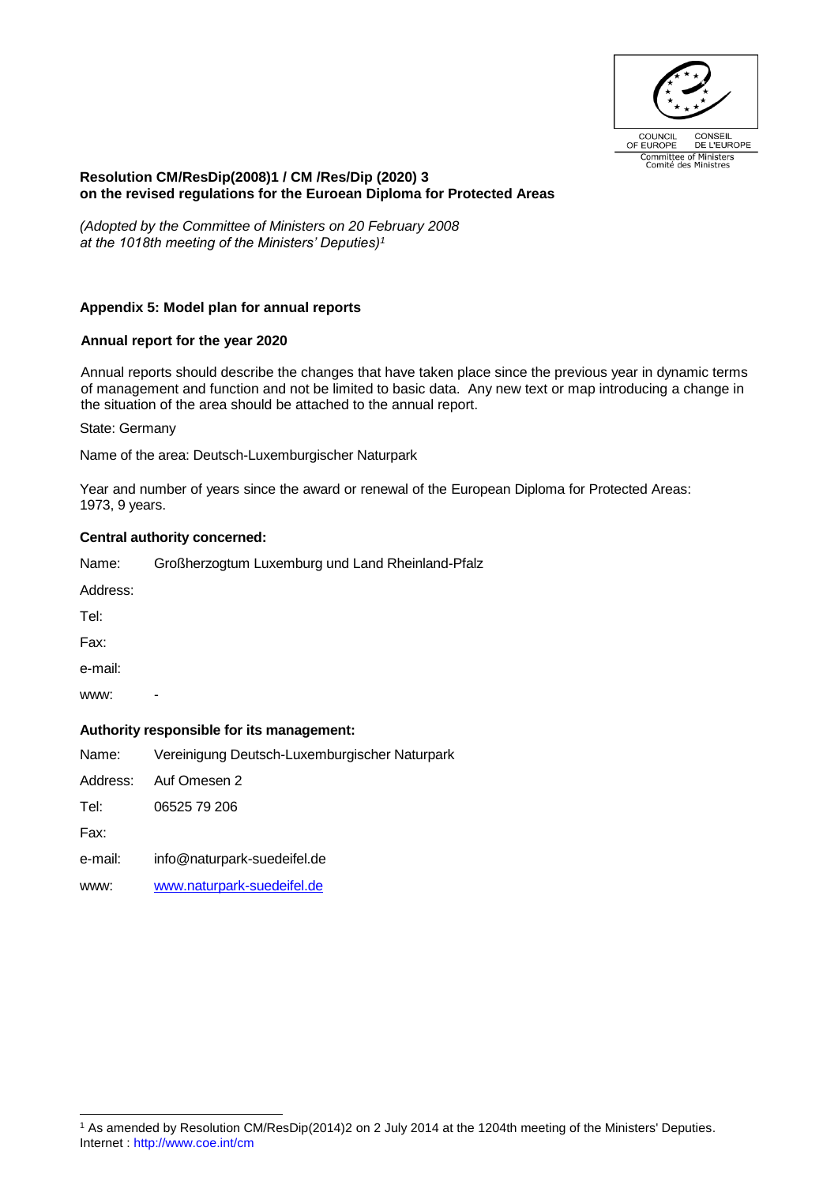COUNCIL OF EUROPE — CONSEIL DE L'EUROPE
Committee of Ministers — Comité des Ministres

**Resolution CM/ResDip(2008)1 / CM /Res/Dip (2020) 3**
**on the revised regulations for the Euroean Diploma for Protected Areas**

*(Adopted by the Committee of Ministers on 20 February 2008 at the 1018th meeting of the Ministers' Deputies)*[1]

**Appendix 5: Model plan for annual reports**

**Annual report for the year 2020**

Annual reports should describe the changes that have taken place since the previous year in dynamic terms of management and function and not be limited to basic data. Any new text or map introducing a change in the situation of the area should be attached to the annual report.

State: Germany

Name of the area: Deutsch-Luxemburgischer Naturpark

Year and number of years since the award or renewal of the European Diploma for Protected Areas: 1973, 9 years.

**Central authority concerned:**

Name: Großherzogtum Luxemburg und Land Rheinland-Pfalz

Address:

Tel:

Fax:

e-mail:

www: -

**Authority responsible for its management:**

Name: Vereinigung Deutsch-Luxemburgischer Naturpark

Address: Auf Omesen 2

Tel: 06525 79 206

Fax:

e-mail: info@naturpark-suedeifel.de

www: www.naturpark-suedeifel.de

---

[1] As amended by Resolution CM/ResDip(2014)2 on 2 July 2014 at the 1204th meeting of the Ministers' Deputies.
Internet : http://www.coe.int/cm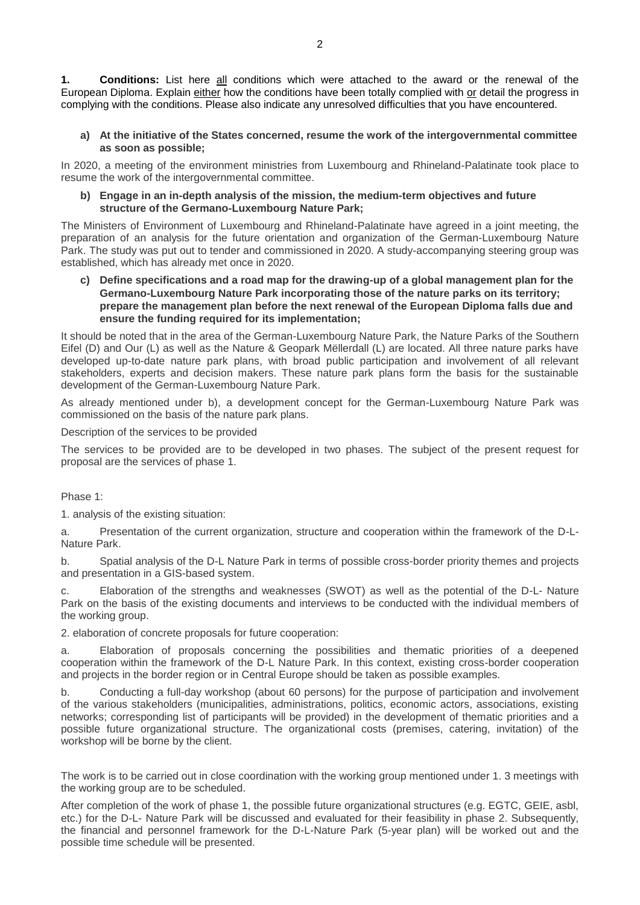**1. Conditions:** List here <u>all</u> conditions which were attached to the award or the renewal of the European Diploma. Explain <u>either</u> how the conditions have been totally complied with <u>or</u> detail the progress in complying with the conditions. Please also indicate any unresolved difficulties that you have encountered.

**a) At the initiative of the States concerned, resume the work of the intergovernmental committee as soon as possible;**

In 2020, a meeting of the environment ministries from Luxembourg and Rhineland-Palatinate took place to resume the work of the intergovernmental committee.

**b) Engage in an in-depth analysis of the mission, the medium-term objectives and future structure of the Germano-Luxembourg Nature Park;**

The Ministers of Environment of Luxembourg and Rhineland-Palatinate have agreed in a joint meeting, the preparation of an analysis for the future orientation and organization of the German-Luxembourg Nature Park. The study was put out to tender and commissioned in 2020. A study-accompanying steering group was established, which has already met once in 2020.

**c) Define specifications and a road map for the drawing-up of a global management plan for the Germano-Luxembourg Nature Park incorporating those of the nature parks on its territory; prepare the management plan before the next renewal of the European Diploma falls due and ensure the funding required for its implementation;**

It should be noted that in the area of the German-Luxembourg Nature Park, the Nature Parks of the Southern Eifel (D) and Our (L) as well as the Nature & Geopark Mëllerdall (L) are located. All three nature parks have developed up-to-date nature park plans, with broad public participation and involvement of all relevant stakeholders, experts and decision makers. These nature park plans form the basis for the sustainable development of the German-Luxembourg Nature Park.

As already mentioned under b), a development concept for the German-Luxembourg Nature Park was commissioned on the basis of the nature park plans.

Description of the services to be provided

The services to be provided are to be developed in two phases. The subject of the present request for proposal are the services of phase 1.

Phase 1:

1. analysis of the existing situation:

a. Presentation of the current organization, structure and cooperation within the framework of the D-L-Nature Park.

b. Spatial analysis of the D-L Nature Park in terms of possible cross-border priority themes and projects and presentation in a GIS-based system.

c. Elaboration of the strengths and weaknesses (SWOT) as well as the potential of the D-L- Nature Park on the basis of the existing documents and interviews to be conducted with the individual members of the working group.

2. elaboration of concrete proposals for future cooperation:

a. Elaboration of proposals concerning the possibilities and thematic priorities of a deepened cooperation within the framework of the D-L Nature Park. In this context, existing cross-border cooperation and projects in the border region or in Central Europe should be taken as possible examples.

b. Conducting a full-day workshop (about 60 persons) for the purpose of participation and involvement of the various stakeholders (municipalities, administrations, politics, economic actors, associations, existing networks; corresponding list of participants will be provided) in the development of thematic priorities and a possible future organizational structure. The organizational costs (premises, catering, invitation) of the workshop will be borne by the client.

The work is to be carried out in close coordination with the working group mentioned under 1. 3 meetings with the working group are to be scheduled.

After completion of the work of phase 1, the possible future organizational structures (e.g. EGTC, GEIE, asbl, etc.) for the D-L- Nature Park will be discussed and evaluated for their feasibility in phase 2. Subsequently, the financial and personnel framework for the D-L-Nature Park (5-year plan) will be worked out and the possible time schedule will be presented.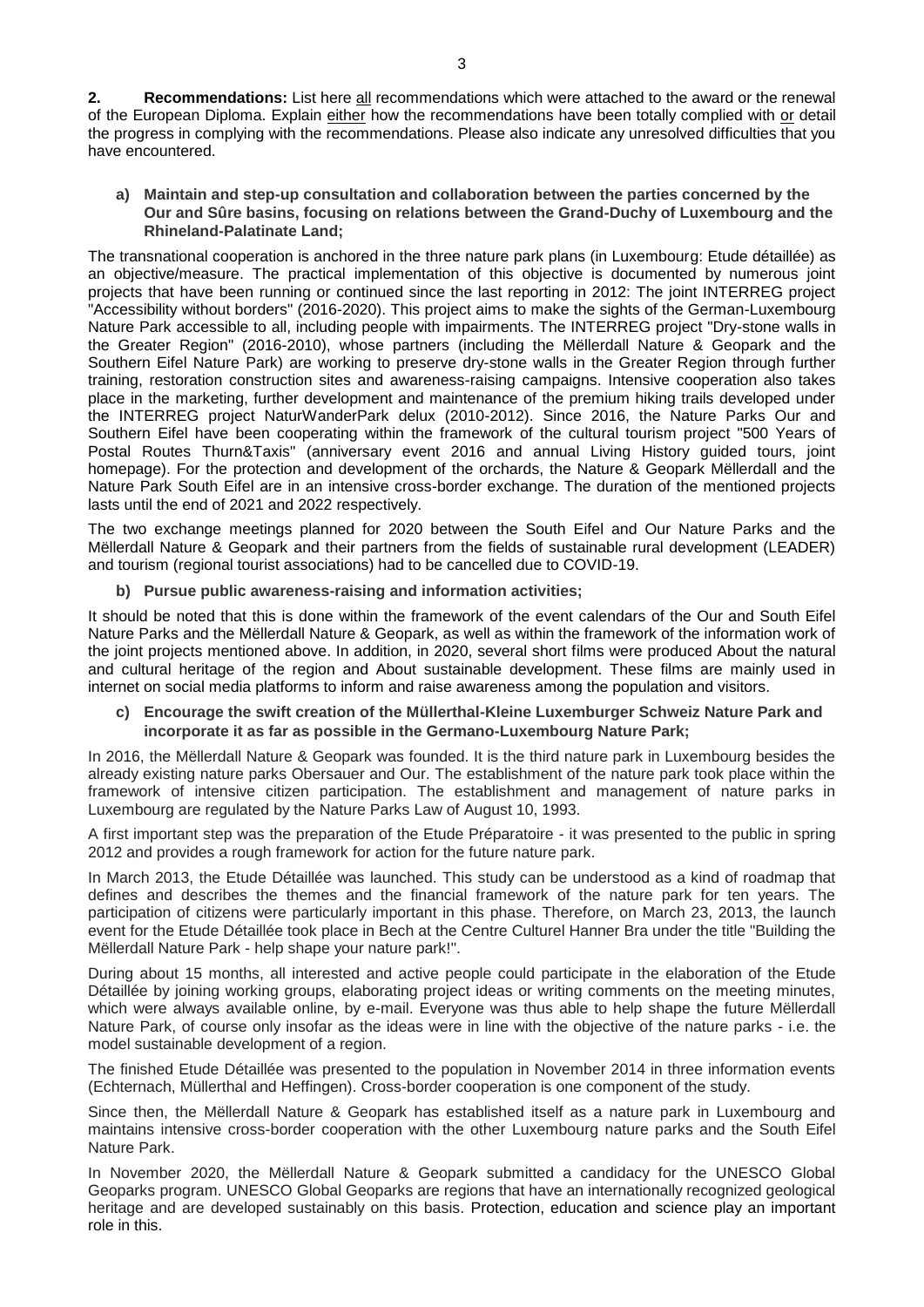**2. Recommendations:** List here all recommendations which were attached to the award or the renewal of the European Diploma. Explain either how the recommendations have been totally complied with or detail the progress in complying with the recommendations. Please also indicate any unresolved difficulties that you have encountered.

**a) Maintain and step-up consultation and collaboration between the parties concerned by the Our and Sûre basins, focusing on relations between the Grand-Duchy of Luxembourg and the Rhineland-Palatinate Land;**

The transnational cooperation is anchored in the three nature park plans (in Luxembourg: Etude détaillée) as an objective/measure. The practical implementation of this objective is documented by numerous joint projects that have been running or continued since the last reporting in 2012: The joint INTERREG project "Accessibility without borders" (2016-2020). This project aims to make the sights of the German-Luxembourg Nature Park accessible to all, including people with impairments. The INTERREG project "Dry-stone walls in the Greater Region" (2016-2010), whose partners (including the Mëllerdall Nature & Geopark and the Southern Eifel Nature Park) are working to preserve dry-stone walls in the Greater Region through further training, restoration construction sites and awareness-raising campaigns. Intensive cooperation also takes place in the marketing, further development and maintenance of the premium hiking trails developed under the INTERREG project NaturWanderPark delux (2010-2012). Since 2016, the Nature Parks Our and Southern Eifel have been cooperating within the framework of the cultural tourism project "500 Years of Postal Routes Thurn&Taxis" (anniversary event 2016 and annual Living History guided tours, joint homepage). For the protection and development of the orchards, the Nature & Geopark Mëllerdall and the Nature Park South Eifel are in an intensive cross-border exchange. The duration of the mentioned projects lasts until the end of 2021 and 2022 respectively.

The two exchange meetings planned for 2020 between the South Eifel and Our Nature Parks and the Mëllerdall Nature & Geopark and their partners from the fields of sustainable rural development (LEADER) and tourism (regional tourist associations) had to be cancelled due to COVID-19.

**b) Pursue public awareness-raising and information activities;**

It should be noted that this is done within the framework of the event calendars of the Our and South Eifel Nature Parks and the Mëllerdall Nature & Geopark, as well as within the framework of the information work of the joint projects mentioned above. In addition, in 2020, several short films were produced About the natural and cultural heritage of the region and About sustainable development. These films are mainly used in internet on social media platforms to inform and raise awareness among the population and visitors.

**c) Encourage the swift creation of the Müllerthal-Kleine Luxemburger Schweiz Nature Park and incorporate it as far as possible in the Germano-Luxembourg Nature Park;**

In 2016, the Mëllerdall Nature & Geopark was founded. It is the third nature park in Luxembourg besides the already existing nature parks Obersauer and Our. The establishment of the nature park took place within the framework of intensive citizen participation. The establishment and management of nature parks in Luxembourg are regulated by the Nature Parks Law of August 10, 1993.

A first important step was the preparation of the Etude Préparatoire - it was presented to the public in spring 2012 and provides a rough framework for action for the future nature park.

In March 2013, the Etude Détaillée was launched. This study can be understood as a kind of roadmap that defines and describes the themes and the financial framework of the nature park for ten years. The participation of citizens were particularly important in this phase. Therefore, on March 23, 2013, the launch event for the Etude Détaillée took place in Bech at the Centre Culturel Hanner Bra under the title "Building the Mëllerdall Nature Park - help shape your nature park!".

During about 15 months, all interested and active people could participate in the elaboration of the Etude Détaillée by joining working groups, elaborating project ideas or writing comments on the meeting minutes, which were always available online, by e-mail. Everyone was thus able to help shape the future Mëllerdall Nature Park, of course only insofar as the ideas were in line with the objective of the nature parks - i.e. the model sustainable development of a region.

The finished Etude Détaillée was presented to the population in November 2014 in three information events (Echternach, Müllerthal and Heffingen). Cross-border cooperation is one component of the study.

Since then, the Mëllerdall Nature & Geopark has established itself as a nature park in Luxembourg and maintains intensive cross-border cooperation with the other Luxembourg nature parks and the South Eifel Nature Park.

In November 2020, the Mëllerdall Nature & Geopark submitted a candidacy for the UNESCO Global Geoparks program. UNESCO Global Geoparks are regions that have an internationally recognized geological heritage and are developed sustainably on this basis. Protection, education and science play an important role in this.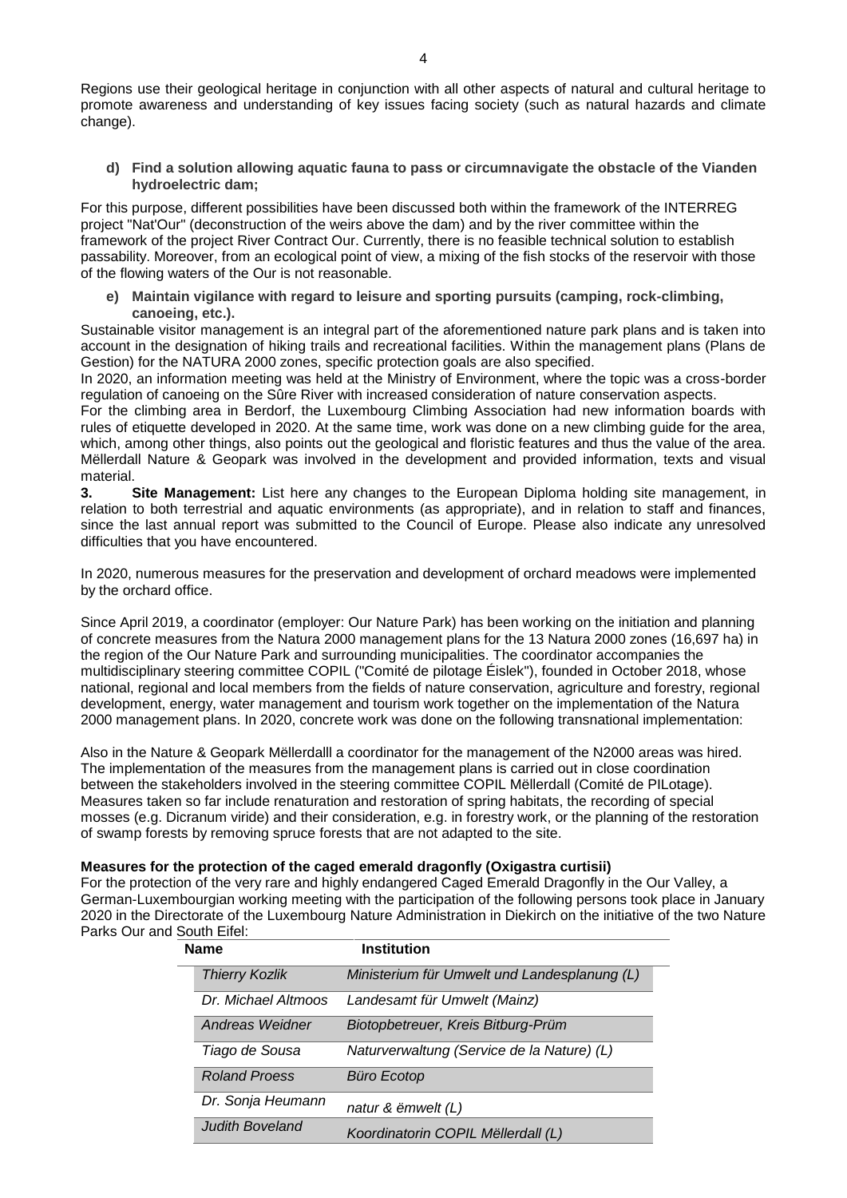Regions use their geological heritage in conjunction with all other aspects of natural and cultural heritage to promote awareness and understanding of key issues facing society (such as natural hazards and climate change).

**d) Find a solution allowing aquatic fauna to pass or circumnavigate the obstacle of the Vianden hydroelectric dam;**

For this purpose, different possibilities have been discussed both within the framework of the INTERREG project "Nat'Our" (deconstruction of the weirs above the dam) and by the river committee within the framework of the project River Contract Our. Currently, there is no feasible technical solution to establish passability. Moreover, from an ecological point of view, a mixing of the fish stocks of the reservoir with those of the flowing waters of the Our is not reasonable.

**e) Maintain vigilance with regard to leisure and sporting pursuits (camping, rock-climbing, canoeing, etc.).**

Sustainable visitor management is an integral part of the aforementioned nature park plans and is taken into account in the designation of hiking trails and recreational facilities. Within the management plans (Plans de Gestion) for the NATURA 2000 zones, specific protection goals are also specified.

In 2020, an information meeting was held at the Ministry of Environment, where the topic was a cross-border regulation of canoeing on the Sûre River with increased consideration of nature conservation aspects.

For the climbing area in Berdorf, the Luxembourg Climbing Association had new information boards with rules of etiquette developed in 2020. At the same time, work was done on a new climbing guide for the area, which, among other things, also points out the geological and floristic features and thus the value of the area. Mëllerdall Nature & Geopark was involved in the development and provided information, texts and visual material.

**3. Site Management:** List here any changes to the European Diploma holding site management, in relation to both terrestrial and aquatic environments (as appropriate), and in relation to staff and finances, since the last annual report was submitted to the Council of Europe. Please also indicate any unresolved difficulties that you have encountered.

In 2020, numerous measures for the preservation and development of orchard meadows were implemented by the orchard office.

Since April 2019, a coordinator (employer: Our Nature Park) has been working on the initiation and planning of concrete measures from the Natura 2000 management plans for the 13 Natura 2000 zones (16,697 ha) in the region of the Our Nature Park and surrounding municipalities. The coordinator accompanies the multidisciplinary steering committee COPIL ("Comité de pilotage Éislek"), founded in October 2018, whose national, regional and local members from the fields of nature conservation, agriculture and forestry, regional development, energy, water management and tourism work together on the implementation of the Natura 2000 management plans. In 2020, concrete work was done on the following transnational implementation:

Also in the Nature & Geopark Mëllerdalll a coordinator for the management of the N2000 areas was hired. The implementation of the measures from the management plans is carried out in close coordination between the stakeholders involved in the steering committee COPIL Mëllerdall (Comité de PILotage). Measures taken so far include renaturation and restoration of spring habitats, the recording of special mosses (e.g. Dicranum viride) and their consideration, e.g. in forestry work, or the planning of the restoration of swamp forests by removing spruce forests that are not adapted to the site.

**Measures for the protection of the caged emerald dragonfly (Oxigastra curtisii)**

For the protection of the very rare and highly endangered Caged Emerald Dragonfly in the Our Valley, a German-Luxembourgian working meeting with the participation of the following persons took place in January 2020 in the Directorate of the Luxembourg Nature Administration in Diekirch on the initiative of the two Nature Parks Our and South Eifel:

| Name | Institution |
|---|---|
| *Thierry Kozlik* | *Ministerium für Umwelt und Landesplanung (L)* |
| *Dr. Michael Altmoos* | *Landesamt für Umwelt (Mainz)* |
| *Andreas Weidner* | *Biotopbetreuer, Kreis Bitburg-Prüm* |
| *Tiago de Sousa* | *Naturverwaltung (Service de la Nature) (L)* |
| *Roland Proess* | *Büro Ecotop* |
| *Dr. Sonja Heumann* | *natur & ëmwelt (L)* |
| *Judith Boveland* | *Koordinatorin COPIL Mëllerdall (L)* |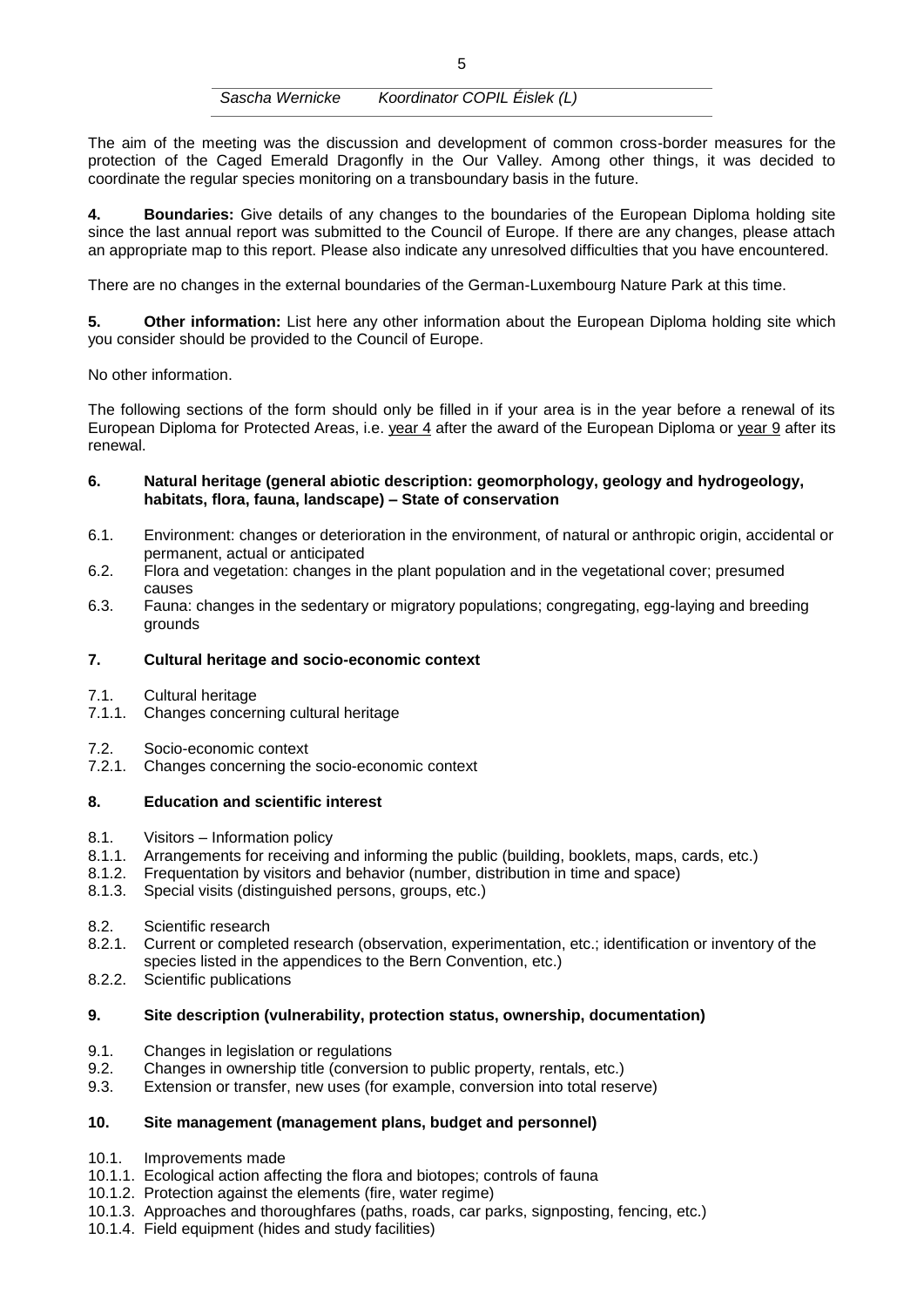| Sascha Wernicke | Koordinator COPIL Éislek (L) |
|---|---|

The aim of the meeting was the discussion and development of common cross-border measures for the protection of the Caged Emerald Dragonfly in the Our Valley. Among other things, it was decided to coordinate the regular species monitoring on a transboundary basis in the future.

**4. Boundaries:** Give details of any changes to the boundaries of the European Diploma holding site since the last annual report was submitted to the Council of Europe. If there are any changes, please attach an appropriate map to this report. Please also indicate any unresolved difficulties that you have encountered.

There are no changes in the external boundaries of the German-Luxembourg Nature Park at this time.

**5. Other information:** List here any other information about the European Diploma holding site which you consider should be provided to the Council of Europe.

No other information.

The following sections of the form should only be filled in if your area is in the year before a renewal of its European Diploma for Protected Areas, i.e. year 4 after the award of the European Diploma or year 9 after its renewal.

### 6. Natural heritage (general abiotic description: geomorphology, geology and hydrogeology, habitats, flora, fauna, landscape) – State of conservation

6.1. Environment: changes or deterioration in the environment, of natural or anthropic origin, accidental or permanent, actual or anticipated
6.2. Flora and vegetation: changes in the plant population and in the vegetational cover; presumed causes
6.3. Fauna: changes in the sedentary or migratory populations; congregating, egg-laying and breeding grounds

### 7. Cultural heritage and socio-economic context

7.1. Cultural heritage
7.1.1. Changes concerning cultural heritage

7.2. Socio-economic context
7.2.1. Changes concerning the socio-economic context

### 8. Education and scientific interest

8.1. Visitors – Information policy
8.1.1. Arrangements for receiving and informing the public (building, booklets, maps, cards, etc.)
8.1.2. Frequentation by visitors and behavior (number, distribution in time and space)
8.1.3. Special visits (distinguished persons, groups, etc.)

8.2. Scientific research
8.2.1. Current or completed research (observation, experimentation, etc.; identification or inventory of the species listed in the appendices to the Bern Convention, etc.)
8.2.2. Scientific publications

### 9. Site description (vulnerability, protection status, ownership, documentation)

9.1. Changes in legislation or regulations
9.2. Changes in ownership title (conversion to public property, rentals, etc.)
9.3. Extension or transfer, new uses (for example, conversion into total reserve)

### 10. Site management (management plans, budget and personnel)

10.1. Improvements made
10.1.1. Ecological action affecting the flora and biotopes; controls of fauna
10.1.2. Protection against the elements (fire, water regime)
10.1.3. Approaches and thoroughfares (paths, roads, car parks, signposting, fencing, etc.)
10.1.4. Field equipment (hides and study facilities)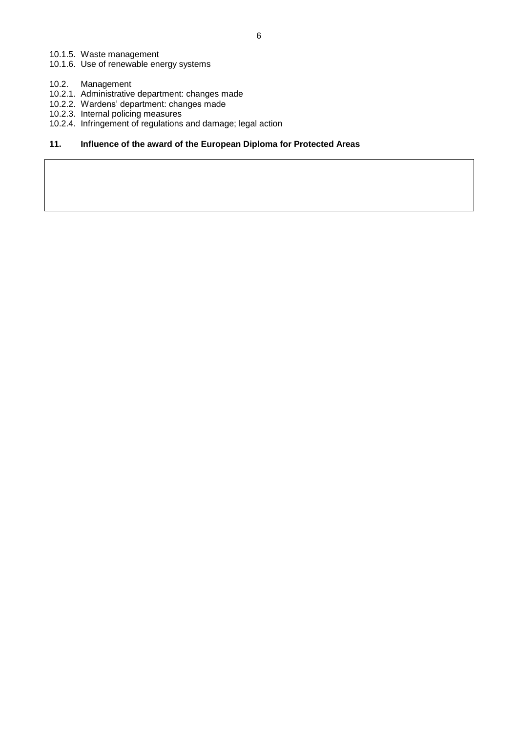10.1.5. Waste management
10.1.6. Use of renewable energy systems

10.2. Management
10.2.1. Administrative department: changes made
10.2.2. Wardens' department: changes made
10.2.3. Internal policing measures
10.2.4. Infringement of regulations and damage; legal action

## 11. Influence of the award of the European Diploma for Protected Areas